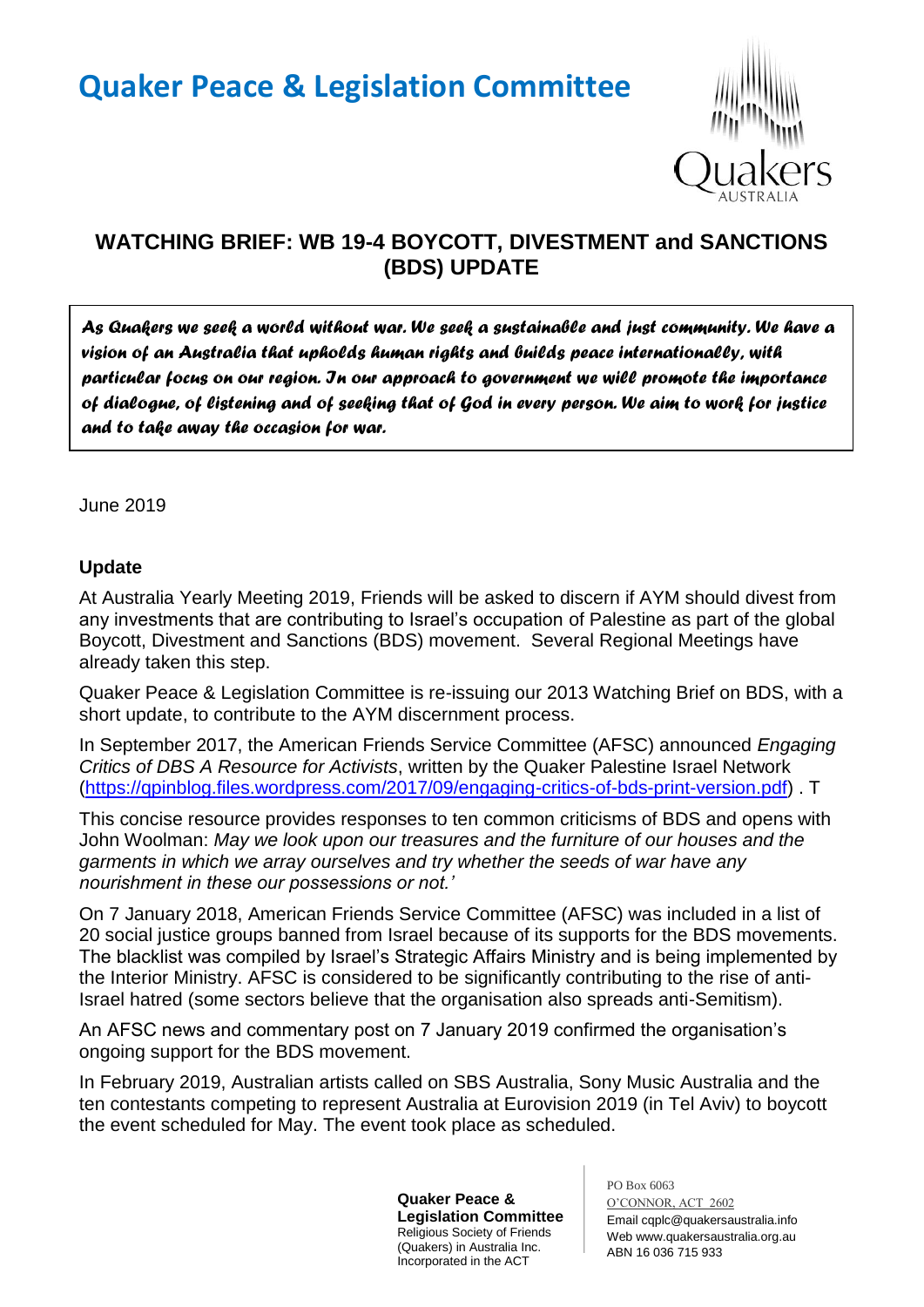# Quaker Peace & Legislation Committee

Quakers AUSTRALIA

## WATCHING BRIEF: WB 19-4 BOYCOTT, DIVESTMENT and SANCTIONS (BDS) UPDATE

*As Quakers we seek a world without war. We seek a sustainable and just community. We have a vision of an Australia that upholds human rights and builds peace internationally, with particular focus on our region. In our approach to government we will promote the importance of dialogue, of listening and of seeking that of God in every person. We aim to work for justice and to take away the occasion for war.*

June 2019

### Update

At Australia Yearly Meeting 2019, Friends will be asked to discern if AYM should divest from any investments that are contributing to Israel's occupation of Palestine as part of the global Boycott, Divestment and Sanctions (BDS) movement. Several Regional Meetings have already taken this step.

Quaker Peace & Legislation Committee is re-issuing our 2013 Watching Brief on BDS, with a short update, to contribute to the AYM discernment process.

In September 2017, the American Friends Service Committee (AFSC) announced *Engaging Critics of DBS A Resource for Activists*, written by the Quaker Palestine Israel Network (https://qpinblog.files.wordpress.com/2017/09/engaging-critics-of-bds-print-version.pdf) . T

This concise resource provides responses to ten common criticisms of BDS and opens with John Woolman: *May we look upon our treasures and the furniture of our houses and the garments in which we array ourselves and try whether the seeds of war have any nourishment in these our possessions or not.'*

On 7 January 2018, American Friends Service Committee (AFSC) was included in a list of 20 social justice groups banned from Israel because of its supports for the BDS movements. The blacklist was compiled by Israel's Strategic Affairs Ministry and is being implemented by the Interior Ministry. AFSC is considered to be significantly contributing to the rise of anti-Israel hatred (some sectors believe that the organisation also spreads anti-Semitism).

An AFSC news and commentary post on 7 January 2019 confirmed the organisation's ongoing support for the BDS movement.

In February 2019, Australian artists called on SBS Australia, Sony Music Australia and the ten contestants competing to represent Australia at Eurovision 2019 (in Tel Aviv) to boycott the event scheduled for May. The event took place as scheduled.

**Quaker Peace & Legislation Committee**
Religious Society of Friends (Quakers) in Australia Inc.
Incorporated in the ACT

PO Box 6063
O'CONNOR, ACT 2602
Email cqplc@quakersaustralia.info
Web www.quakersaustralia.org.au
ABN 16 036 715 933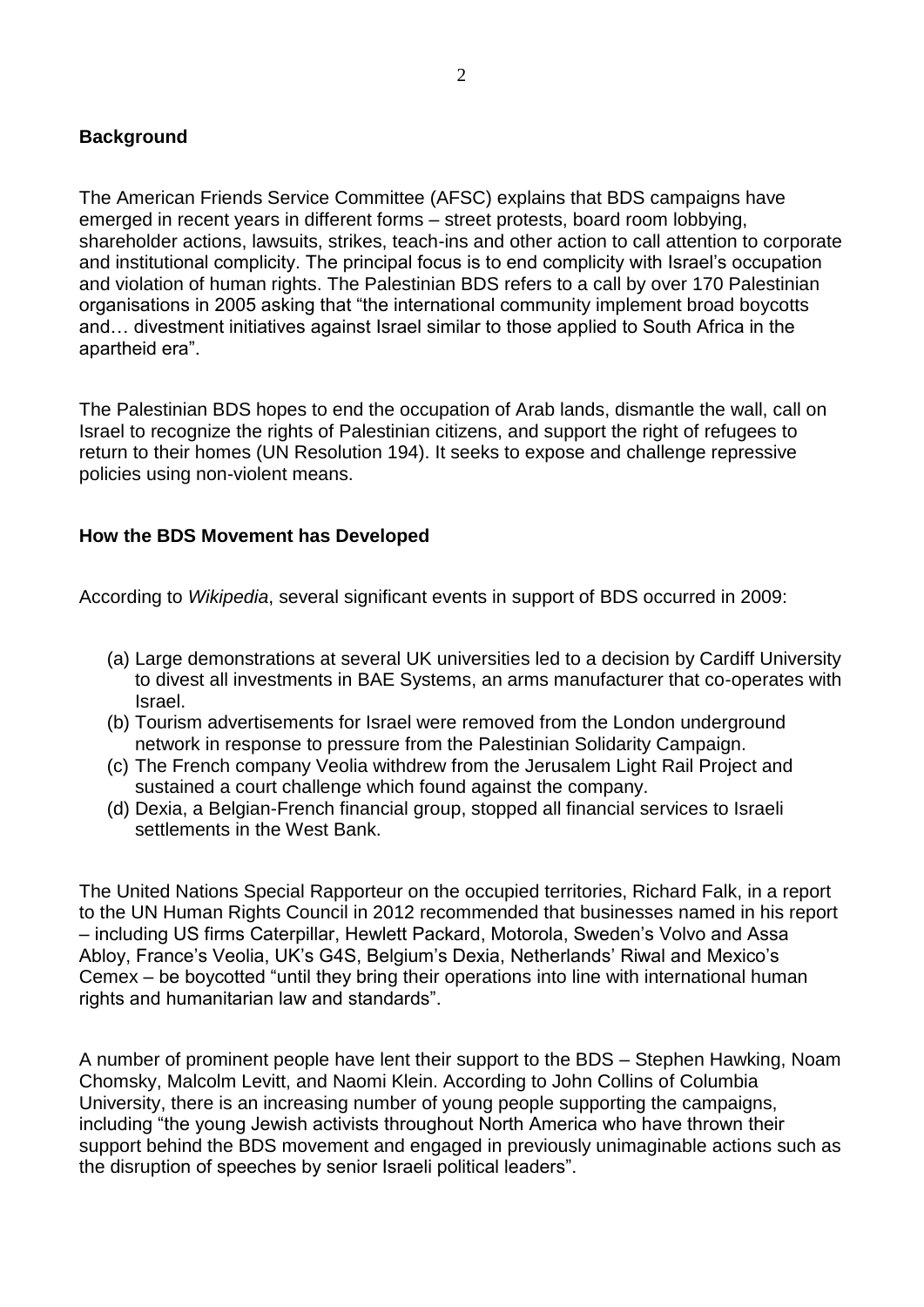**Background**

The American Friends Service Committee (AFSC) explains that BDS campaigns have emerged in recent years in different forms – street protests, board room lobbying, shareholder actions, lawsuits, strikes, teach-ins and other action to call attention to corporate and institutional complicity. The principal focus is to end complicity with Israel's occupation and violation of human rights. The Palestinian BDS refers to a call by over 170 Palestinian organisations in 2005 asking that "the international community implement broad boycotts and… divestment initiatives against Israel similar to those applied to South Africa in the apartheid era".

The Palestinian BDS hopes to end the occupation of Arab lands, dismantle the wall, call on Israel to recognize the rights of Palestinian citizens, and support the right of refugees to return to their homes (UN Resolution 194). It seeks to expose and challenge repressive policies using non-violent means.

**How the BDS Movement has Developed**

According to *Wikipedia*, several significant events in support of BDS occurred in 2009:

(a) Large demonstrations at several UK universities led to a decision by Cardiff University to divest all investments in BAE Systems, an arms manufacturer that co-operates with Israel.
(b) Tourism advertisements for Israel were removed from the London underground network in response to pressure from the Palestinian Solidarity Campaign.
(c) The French company Veolia withdrew from the Jerusalem Light Rail Project and sustained a court challenge which found against the company.
(d) Dexia, a Belgian-French financial group, stopped all financial services to Israeli settlements in the West Bank.

The United Nations Special Rapporteur on the occupied territories, Richard Falk, in a report to the UN Human Rights Council in 2012 recommended that businesses named in his report – including US firms Caterpillar, Hewlett Packard, Motorola, Sweden's Volvo and Assa Abloy, France's Veolia, UK's G4S, Belgium's Dexia, Netherlands' Riwal and Mexico's Cemex – be boycotted "until they bring their operations into line with international human rights and humanitarian law and standards".

A number of prominent people have lent their support to the BDS – Stephen Hawking, Noam Chomsky, Malcolm Levitt, and Naomi Klein. According to John Collins of Columbia University, there is an increasing number of young people supporting the campaigns, including "the young Jewish activists throughout North America who have thrown their support behind the BDS movement and engaged in previously unimaginable actions such as the disruption of speeches by senior Israeli political leaders".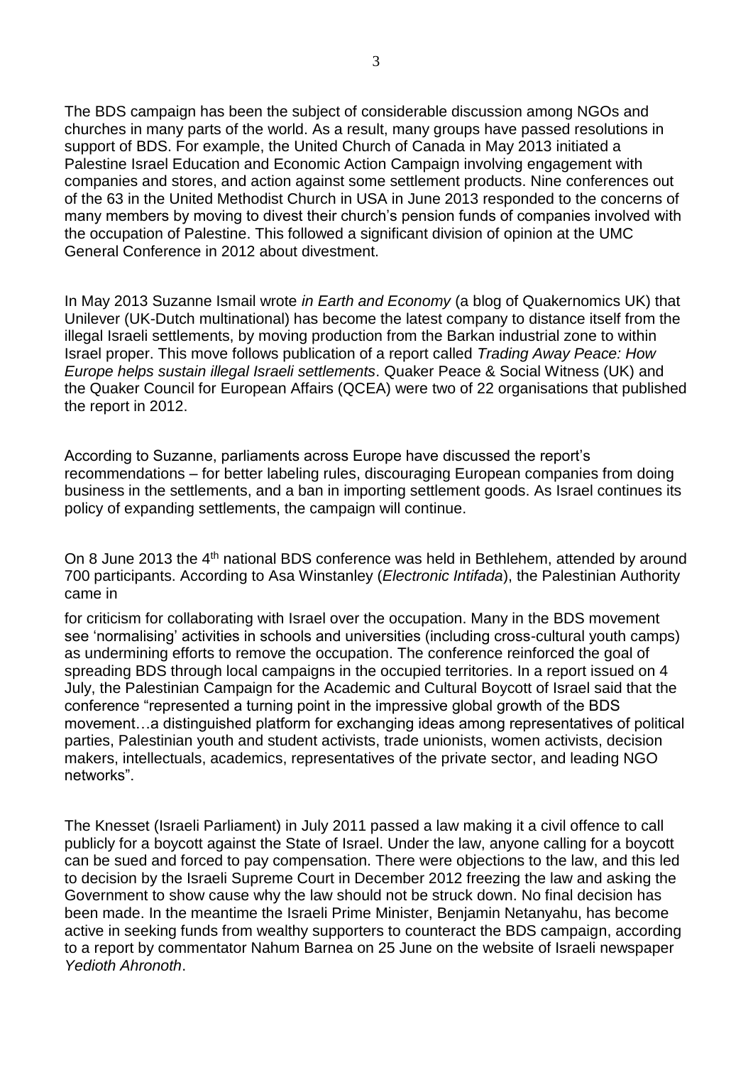The BDS campaign has been the subject of considerable discussion among NGOs and churches in many parts of the world. As a result, many groups have passed resolutions in support of BDS. For example, the United Church of Canada in May 2013 initiated a Palestine Israel Education and Economic Action Campaign involving engagement with companies and stores, and action against some settlement products. Nine conferences out of the 63 in the United Methodist Church in USA in June 2013 responded to the concerns of many members by moving to divest their church's pension funds of companies involved with the occupation of Palestine. This followed a significant division of opinion at the UMC General Conference in 2012 about divestment.

In May 2013 Suzanne Ismail wrote *in Earth and Economy* (a blog of Quakernomics UK) that Unilever (UK-Dutch multinational) has become the latest company to distance itself from the illegal Israeli settlements, by moving production from the Barkan industrial zone to within Israel proper. This move follows publication of a report called *Trading Away Peace: How Europe helps sustain illegal Israeli settlements*. Quaker Peace & Social Witness (UK) and the Quaker Council for European Affairs (QCEA) were two of 22 organisations that published the report in 2012.

According to Suzanne, parliaments across Europe have discussed the report's recommendations – for better labeling rules, discouraging European companies from doing business in the settlements, and a ban in importing settlement goods. As Israel continues its policy of expanding settlements, the campaign will continue.

On 8 June 2013 the 4th national BDS conference was held in Bethlehem, attended by around 700 participants. According to Asa Winstanley (*Electronic Intifada*), the Palestinian Authority came in for criticism for collaborating with Israel over the occupation. Many in the BDS movement see 'normalising' activities in schools and universities (including cross-cultural youth camps) as undermining efforts to remove the occupation. The conference reinforced the goal of spreading BDS through local campaigns in the occupied territories. In a report issued on 4 July, the Palestinian Campaign for the Academic and Cultural Boycott of Israel said that the conference "represented a turning point in the impressive global growth of the BDS movement…a distinguished platform for exchanging ideas among representatives of political parties, Palestinian youth and student activists, trade unionists, women activists, decision makers, intellectuals, academics, representatives of the private sector, and leading NGO networks".

The Knesset (Israeli Parliament) in July 2011 passed a law making it a civil offence to call publicly for a boycott against the State of Israel. Under the law, anyone calling for a boycott can be sued and forced to pay compensation. There were objections to the law, and this led to decision by the Israeli Supreme Court in December 2012 freezing the law and asking the Government to show cause why the law should not be struck down. No final decision has been made. In the meantime the Israeli Prime Minister, Benjamin Netanyahu, has become active in seeking funds from wealthy supporters to counteract the BDS campaign, according to a report by commentator Nahum Barnea on 25 June on the website of Israeli newspaper *Yedioth Ahronoth*.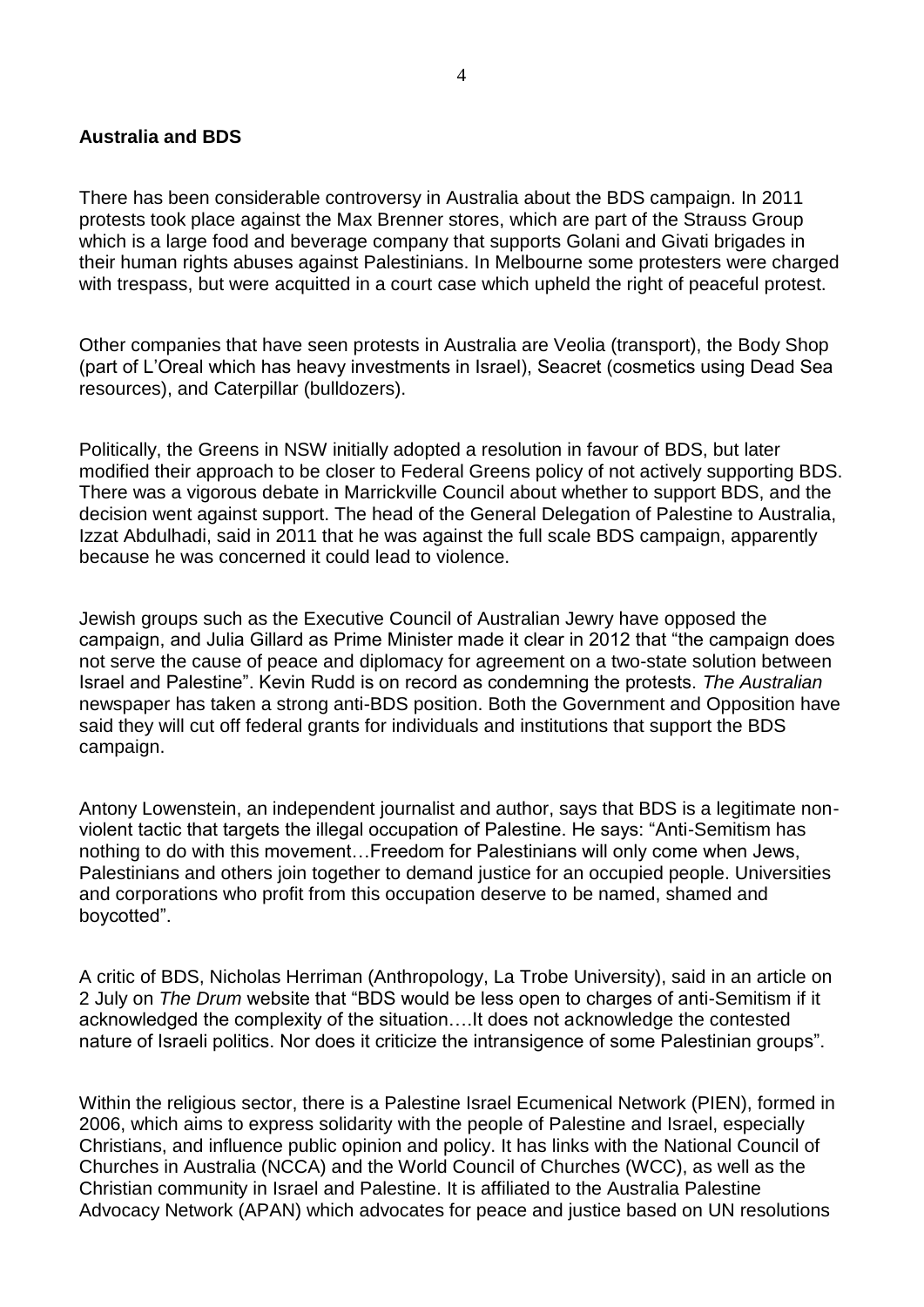**Australia and BDS**

There has been considerable controversy in Australia about the BDS campaign. In 2011 protests took place against the Max Brenner stores, which are part of the Strauss Group which is a large food and beverage company that supports Golani and Givati brigades in their human rights abuses against Palestinians. In Melbourne some protesters were charged with trespass, but were acquitted in a court case which upheld the right of peaceful protest.

Other companies that have seen protests in Australia are Veolia (transport), the Body Shop (part of L'Oreal which has heavy investments in Israel), Seacret (cosmetics using Dead Sea resources), and Caterpillar (bulldozers).

Politically, the Greens in NSW initially adopted a resolution in favour of BDS, but later modified their approach to be closer to Federal Greens policy of not actively supporting BDS. There was a vigorous debate in Marrickville Council about whether to support BDS, and the decision went against support. The head of the General Delegation of Palestine to Australia, Izzat Abdulhadi, said in 2011 that he was against the full scale BDS campaign, apparently because he was concerned it could lead to violence.

Jewish groups such as the Executive Council of Australian Jewry have opposed the campaign, and Julia Gillard as Prime Minister made it clear in 2012 that "the campaign does not serve the cause of peace and diplomacy for agreement on a two-state solution between Israel and Palestine". Kevin Rudd is on record as condemning the protests. *The Australian* newspaper has taken a strong anti-BDS position. Both the Government and Opposition have said they will cut off federal grants for individuals and institutions that support the BDS campaign.

Antony Lowenstein, an independent journalist and author, says that BDS is a legitimate non-violent tactic that targets the illegal occupation of Palestine. He says: "Anti-Semitism has nothing to do with this movement…Freedom for Palestinians will only come when Jews, Palestinians and others join together to demand justice for an occupied people. Universities and corporations who profit from this occupation deserve to be named, shamed and boycotted".

A critic of BDS, Nicholas Herriman (Anthropology, La Trobe University), said in an article on 2 July on *The Drum* website that "BDS would be less open to charges of anti-Semitism if it acknowledged the complexity of the situation….It does not acknowledge the contested nature of Israeli politics. Nor does it criticize the intransigence of some Palestinian groups".

Within the religious sector, there is a Palestine Israel Ecumenical Network (PIEN), formed in 2006, which aims to express solidarity with the people of Palestine and Israel, especially Christians, and influence public opinion and policy. It has links with the National Council of Churches in Australia (NCCA) and the World Council of Churches (WCC), as well as the Christian community in Israel and Palestine. It is affiliated to the Australia Palestine Advocacy Network (APAN) which advocates for peace and justice based on UN resolutions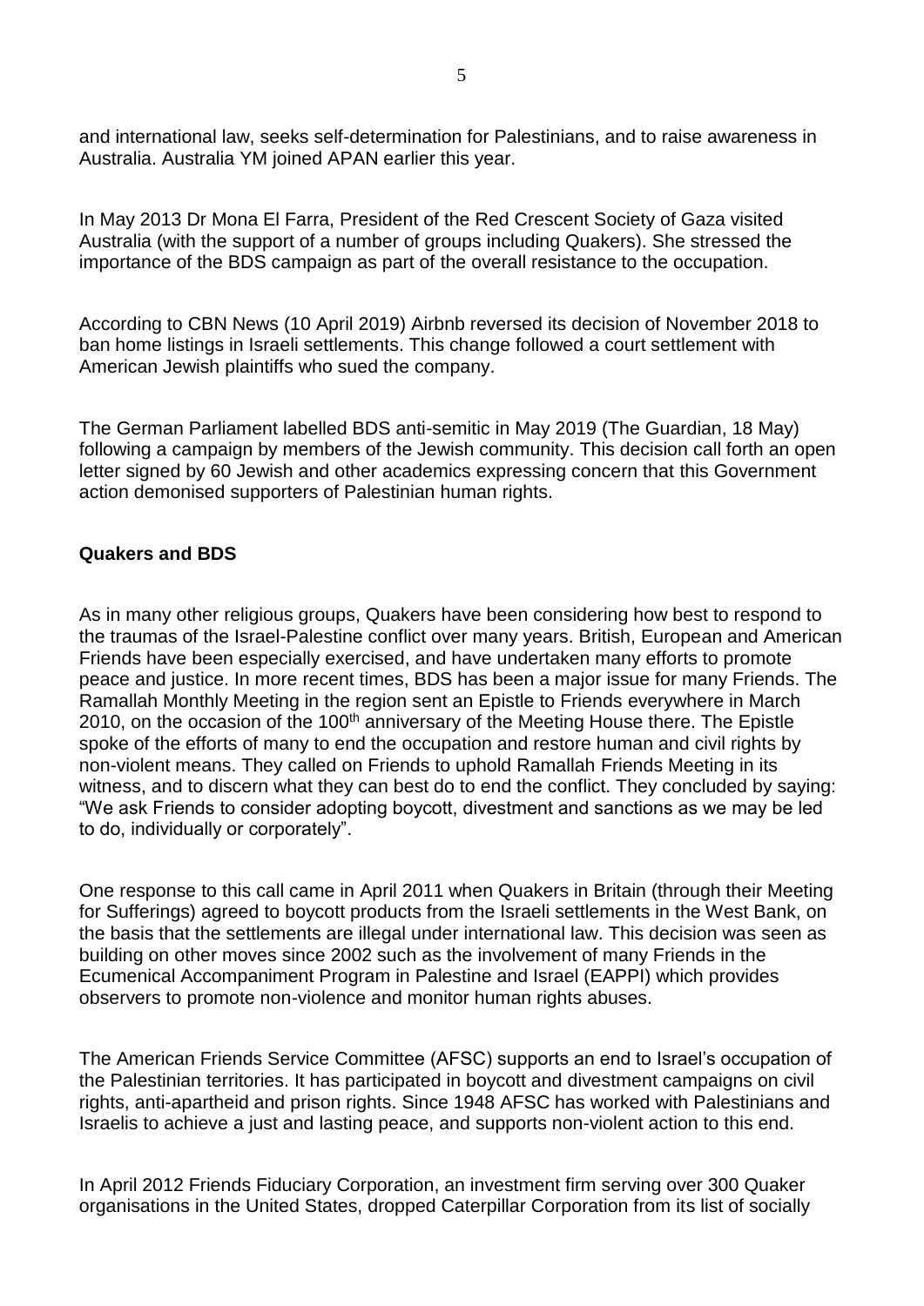and international law, seeks self-determination for Palestinians, and to raise awareness in Australia. Australia YM joined APAN earlier this year.

In May 2013 Dr Mona El Farra, President of the Red Crescent Society of Gaza visited Australia (with the support of a number of groups including Quakers). She stressed the importance of the BDS campaign as part of the overall resistance to the occupation.

According to CBN News (10 April 2019) Airbnb reversed its decision of November 2018 to ban home listings in Israeli settlements. This change followed a court settlement with American Jewish plaintiffs who sued the company.

The German Parliament labelled BDS anti-semitic in May 2019 (The Guardian, 18 May) following a campaign by members of the Jewish community. This decision call forth an open letter signed by 60 Jewish and other academics expressing concern that this Government action demonised supporters of Palestinian human rights.

**Quakers and BDS**

As in many other religious groups, Quakers have been considering how best to respond to the traumas of the Israel-Palestine conflict over many years. British, European and American Friends have been especially exercised, and have undertaken many efforts to promote peace and justice. In more recent times, BDS has been a major issue for many Friends. The Ramallah Monthly Meeting in the region sent an Epistle to Friends everywhere in March 2010, on the occasion of the 100th anniversary of the Meeting House there. The Epistle spoke of the efforts of many to end the occupation and restore human and civil rights by non-violent means. They called on Friends to uphold Ramallah Friends Meeting in its witness, and to discern what they can best do to end the conflict. They concluded by saying: "We ask Friends to consider adopting boycott, divestment and sanctions as we may be led to do, individually or corporately".

One response to this call came in April 2011 when Quakers in Britain (through their Meeting for Sufferings) agreed to boycott products from the Israeli settlements in the West Bank, on the basis that the settlements are illegal under international law. This decision was seen as building on other moves since 2002 such as the involvement of many Friends in the Ecumenical Accompaniment Program in Palestine and Israel (EAPPI) which provides observers to promote non-violence and monitor human rights abuses.

The American Friends Service Committee (AFSC) supports an end to Israel's occupation of the Palestinian territories. It has participated in boycott and divestment campaigns on civil rights, anti-apartheid and prison rights. Since 1948 AFSC has worked with Palestinians and Israelis to achieve a just and lasting peace, and supports non-violent action to this end.

In April 2012 Friends Fiduciary Corporation, an investment firm serving over 300 Quaker organisations in the United States, dropped Caterpillar Corporation from its list of socially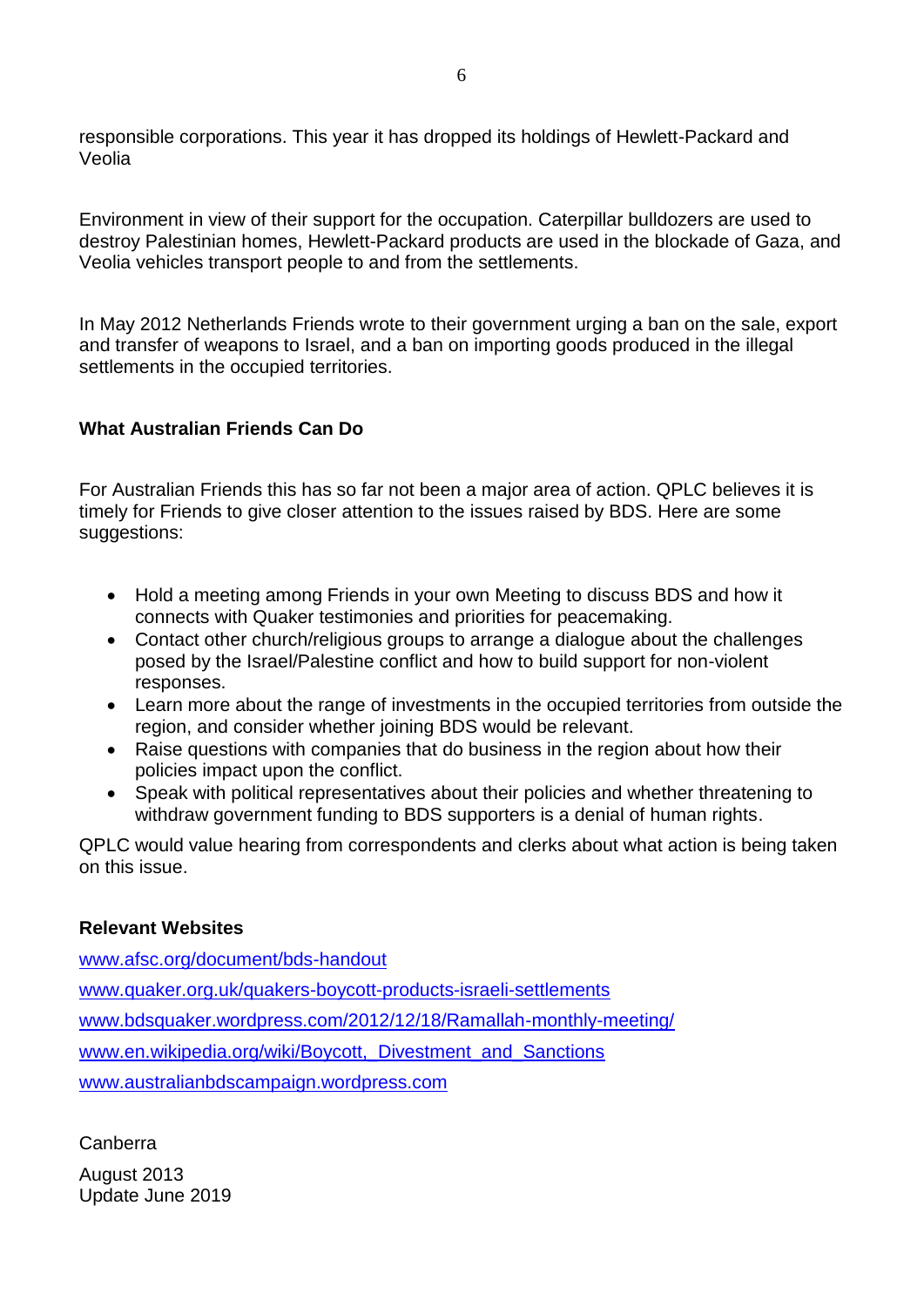responsible corporations. This year it has dropped its holdings of Hewlett-Packard and Veolia

Environment in view of their support for the occupation. Caterpillar bulldozers are used to destroy Palestinian homes, Hewlett-Packard products are used in the blockade of Gaza, and Veolia vehicles transport people to and from the settlements.

In May 2012 Netherlands Friends wrote to their government urging a ban on the sale, export and transfer of weapons to Israel, and a ban on importing goods produced in the illegal settlements in the occupied territories.

**What Australian Friends Can Do**

For Australian Friends this has so far not been a major area of action. QPLC believes it is timely for Friends to give closer attention to the issues raised by BDS. Here are some suggestions:

- Hold a meeting among Friends in your own Meeting to discuss BDS and how it connects with Quaker testimonies and priorities for peacemaking.
- Contact other church/religious groups to arrange a dialogue about the challenges posed by the Israel/Palestine conflict and how to build support for non-violent responses.
- Learn more about the range of investments in the occupied territories from outside the region, and consider whether joining BDS would be relevant.
- Raise questions with companies that do business in the region about how their policies impact upon the conflict.
- Speak with political representatives about their policies and whether threatening to withdraw government funding to BDS supporters is a denial of human rights.

QPLC would value hearing from correspondents and clerks about what action is being taken on this issue.

**Relevant Websites**

www.afsc.org/document/bds-handout

www.quaker.org.uk/quakers-boycott-products-israeli-settlements

www.bdsquaker.wordpress.com/2012/12/18/Ramallah-monthly-meeting/

www.en.wikipedia.org/wiki/Boycott,_Divestment_and_Sanctions

www.australianbdscampaign.wordpress.com

Canberra

August 2013
Update June 2019